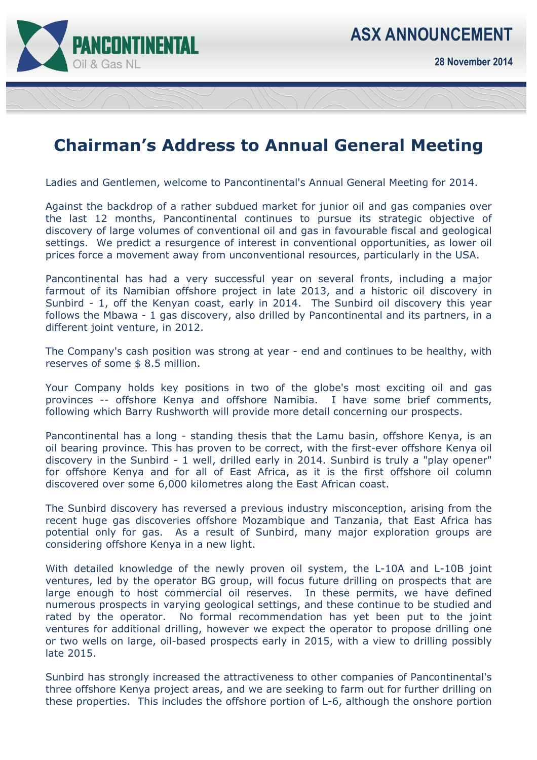# Chairman's Address to Annual General Meeting

Ladies and Gentlemen, welcome to Pancontinental's Annual General Meeting for 2014.

Against the backdrop of a rather subdued market for junior oil and gas companies over the last 12 months, Pancontinental continues to pursue its strategic objective of discovery of large volumes of conventional oil and gas in favourable fiscal and geological settings. We predict a resurgence of interest in conventional opportunities, as lower oil prices force a movement away from unconventional resources, particularly in the USA.

Pancontinental has had a very successful year on several fronts, including a major farmout of its Namibian offshore project in late 2013, and a historic oil discovery in Sunbird - 1, off the Kenyan coast, early in 2014. The Sunbird oil discovery this year follows the Mbawa - 1 gas discovery, also drilled by Pancontinental and its partners, in a different joint venture, in 2012.

The Company's cash position was strong at year - end and continues to be healthy, with reserves of some $ 8.5 million.

Your Company holds key positions in two of the globe's most exciting oil and gas provinces -- offshore Kenya and offshore Namibia. I have some brief comments, following which Barry Rushworth will provide more detail concerning our prospects.

Pancontinental has a long - standing thesis that the Lamu basin, offshore Kenya, is an oil bearing province. This has proven to be correct, with the first-ever offshore Kenya oil discovery in the Sunbird - 1 well, drilled early in 2014. Sunbird is truly a "play opener" for offshore Kenya and for all of East Africa, as it is the first offshore oil column discovered over some 6,000 kilometres along the East African coast.

The Sunbird discovery has reversed a previous industry misconception, arising from the recent huge gas discoveries offshore Mozambique and Tanzania, that East Africa has potential only for gas. As a result of Sunbird, many major exploration groups are considering offshore Kenya in a new light.

With detailed knowledge of the newly proven oil system, the L-10A and L-10B joint ventures, led by the operator BG group, will focus future drilling on prospects that are large enough to host commercial oil reserves. In these permits, we have defined numerous prospects in varying geological settings, and these continue to be studied and rated by the operator. No formal recommendation has yet been put to the joint ventures for additional drilling, however we expect the operator to propose drilling one or two wells on large, oil-based prospects early in 2015, with a view to drilling possibly late 2015.

Sunbird has strongly increased the attractiveness to other companies of Pancontinental's three offshore Kenya project areas, and we are seeking to farm out for further drilling on these properties. This includes the offshore portion of L-6, although the onshore portion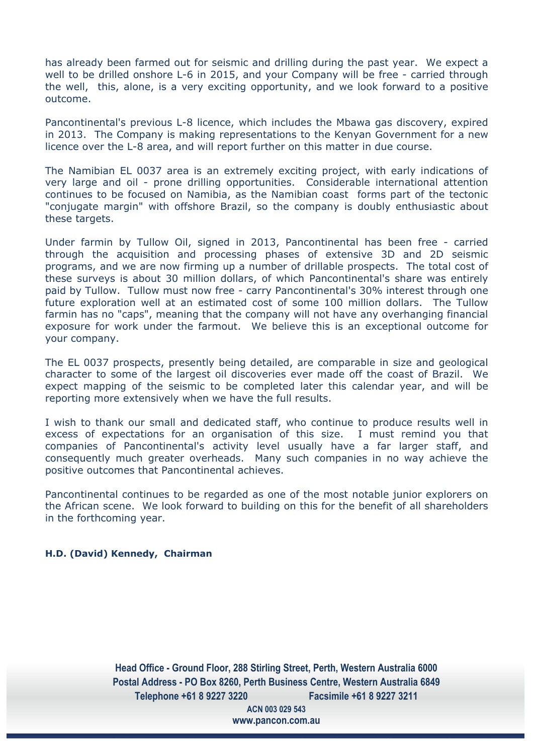has already been farmed out for seismic and drilling during the past year. We expect a well to be drilled onshore L-6 in 2015, and your Company will be free - carried through the well, this, alone, is a very exciting opportunity, and we look forward to a positive outcome.

Pancontinental's previous L-8 licence, which includes the Mbawa gas discovery, expired in 2013. The Company is making representations to the Kenyan Government for a new licence over the L-8 area, and will report further on this matter in due course.

The Namibian EL 0037 area is an extremely exciting project, with early indications of very large and oil - prone drilling opportunities. Considerable international attention continues to be focused on Namibia, as the Namibian coast forms part of the tectonic "conjugate margin" with offshore Brazil, so the company is doubly enthusiastic about these targets.

Under farmin by Tullow Oil, signed in 2013, Pancontinental has been free - carried through the acquisition and processing phases of extensive 3D and 2D seismic programs, and we are now firming up a number of drillable prospects. The total cost of these surveys is about 30 million dollars, of which Pancontinental's share was entirely paid by Tullow. Tullow must now free - carry Pancontinental's 30% interest through one future exploration well at an estimated cost of some 100 million dollars. The Tullow farmin has no "caps", meaning that the company will not have any overhanging financial exposure for work under the farmout. We believe this is an exceptional outcome for your company.

The EL 0037 prospects, presently being detailed, are comparable in size and geological character to some of the largest oil discoveries ever made off the coast of Brazil. We expect mapping of the seismic to be completed later this calendar year, and will be reporting more extensively when we have the full results.

I wish to thank our small and dedicated staff, who continue to produce results well in excess of expectations for an organisation of this size. I must remind you that companies of Pancontinental's activity level usually have a far larger staff, and consequently much greater overheads. Many such companies in no way achieve the positive outcomes that Pancontinental achieves.

Pancontinental continues to be regarded as one of the most notable junior explorers on the African scene. We look forward to building on this for the benefit of all shareholders in the forthcoming year.

**H.D. (David) Kennedy, Chairman**

**Head Office - Ground Floor, 288 Stirling Street, Perth, Western Australia 6000**
**Postal Address - PO Box 8260, Perth Business Centre, Western Australia 6849**
**Telephone +61 8 9227 3220 Facsimile +61 8 9227 3211**
**ACN 003 029 543**
**www.pancon.com.au**